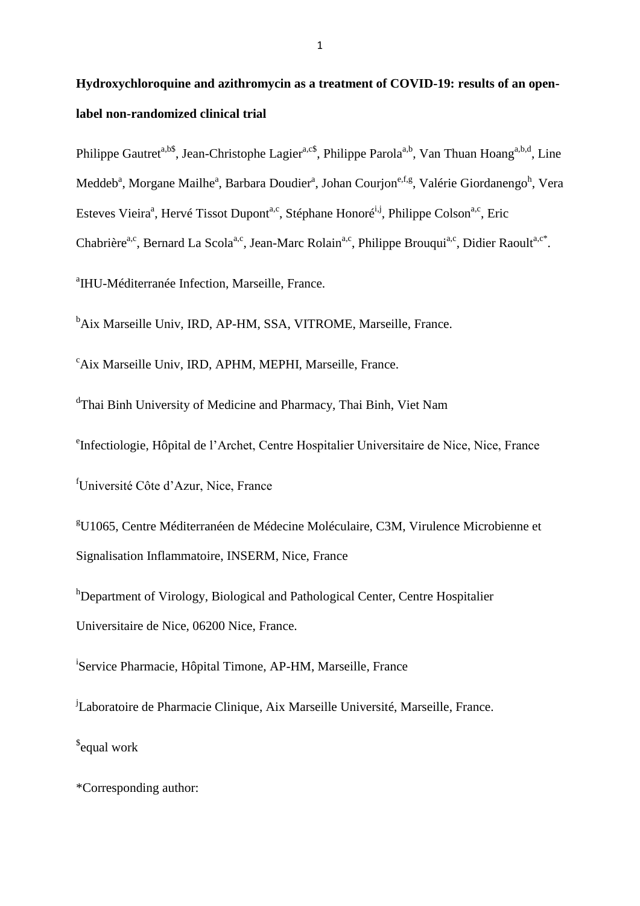# Hydroxychloroquine and azithromycin as a treatment of COVID-19: results of an open-label non-randomized clinical trial

Philippe Gautret[a,b$], Jean-Christophe Lagier[a,c$], Philippe Parola[a,b], Van Thuan Hoang[a,b,d], Line Meddeb[a], Morgane Mailhe[a], Barbara Doudier[a], Johan Courjon[e,f,g], Valérie Giordanengo[h], Vera Esteves Vieira[a], Hervé Tissot Dupont[a,c], Stéphane Honoré[i,j], Philippe Colson[a,c], Eric Chabrière[a,c], Bernard La Scola[a,c], Jean-Marc Rolain[a,c], Philippe Brouqui[a,c], Didier Raoult[a,c*].

[a]IHU-Méditerranée Infection, Marseille, France.

[b]Aix Marseille Univ, IRD, AP-HM, SSA, VITROME, Marseille, France.

[c]Aix Marseille Univ, IRD, APHM, MEPHI, Marseille, France.

[d]Thai Binh University of Medicine and Pharmacy, Thai Binh, Viet Nam

[e]Infectiologie, Hôpital de l'Archet, Centre Hospitalier Universitaire de Nice, Nice, France

[f]Université Côte d'Azur, Nice, France

[g]U1065, Centre Méditerranéen de Médecine Moléculaire, C3M, Virulence Microbienne et Signalisation Inflammatoire, INSERM, Nice, France

[h]Department of Virology, Biological and Pathological Center, Centre Hospitalier Universitaire de Nice, 06200 Nice, France.

[i]Service Pharmacie, Hôpital Timone, AP-HM, Marseille, France

[j]Laboratoire de Pharmacie Clinique, Aix Marseille Université, Marseille, France.

[$]equal work

*Corresponding author: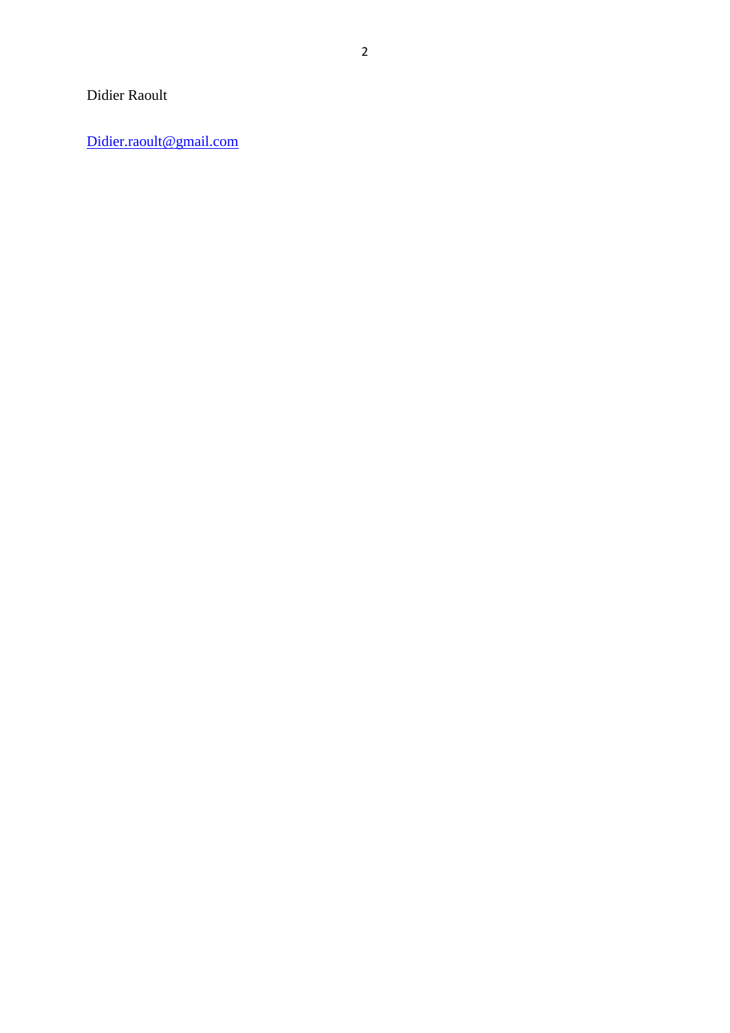Didier Raoult

Didier.raoult@gmail.com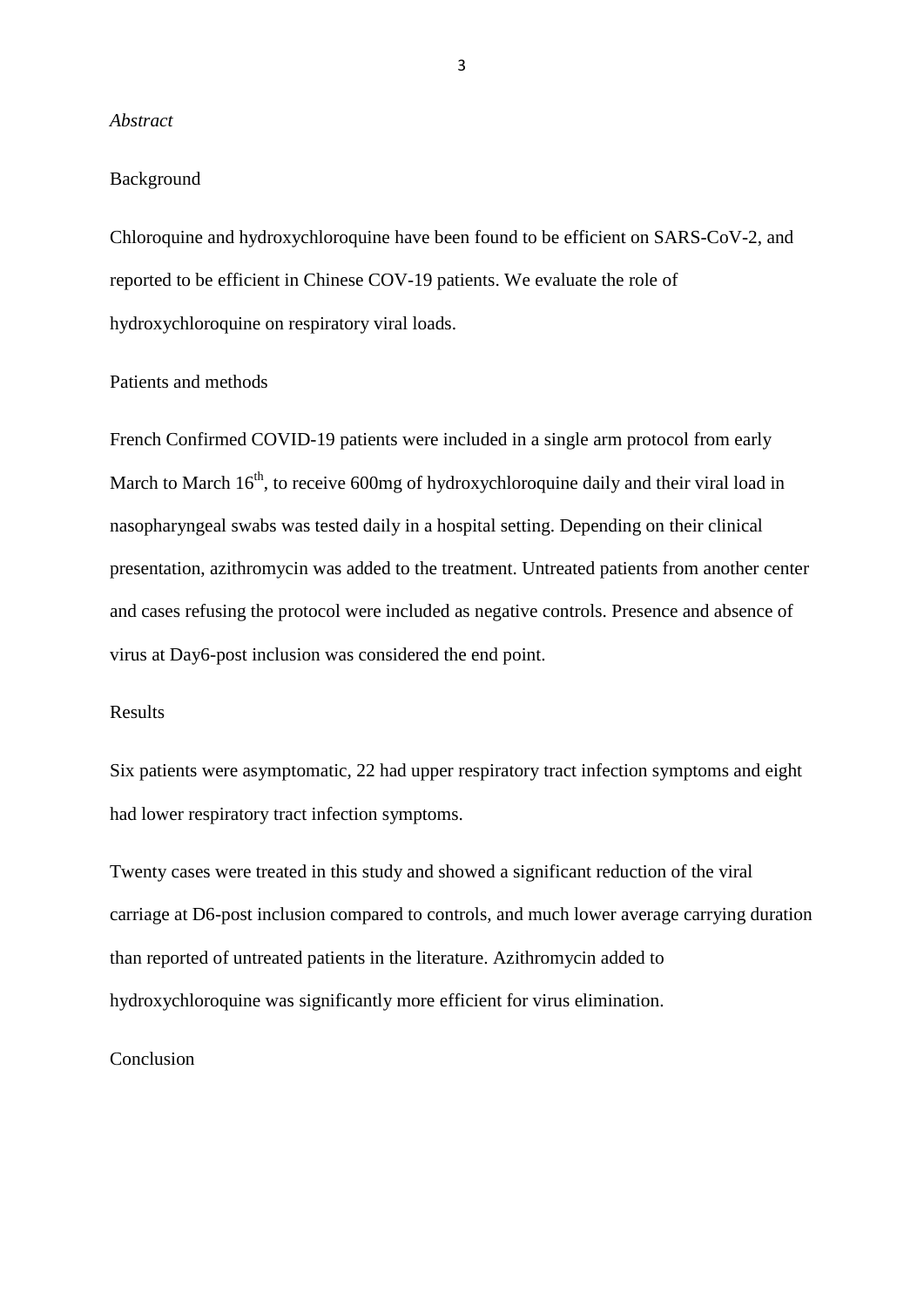*Abstract*

Background

Chloroquine and hydroxychloroquine have been found to be efficient on SARS-CoV-2, and reported to be efficient in Chinese COV-19 patients. We evaluate the role of hydroxychloroquine on respiratory viral loads.

Patients and methods

French Confirmed COVID-19 patients were included in a single arm protocol from early March to March 16$^{th}$, to receive 600mg of hydroxychloroquine daily and their viral load in nasopharyngeal swabs was tested daily in a hospital setting. Depending on their clinical presentation, azithromycin was added to the treatment. Untreated patients from another center and cases refusing the protocol were included as negative controls. Presence and absence of virus at Day6-post inclusion was considered the end point.

Results

Six patients were asymptomatic, 22 had upper respiratory tract infection symptoms and eight had lower respiratory tract infection symptoms.

Twenty cases were treated in this study and showed a significant reduction of the viral carriage at D6-post inclusion compared to controls, and much lower average carrying duration than reported of untreated patients in the literature. Azithromycin added to hydroxychloroquine was significantly more efficient for virus elimination.

Conclusion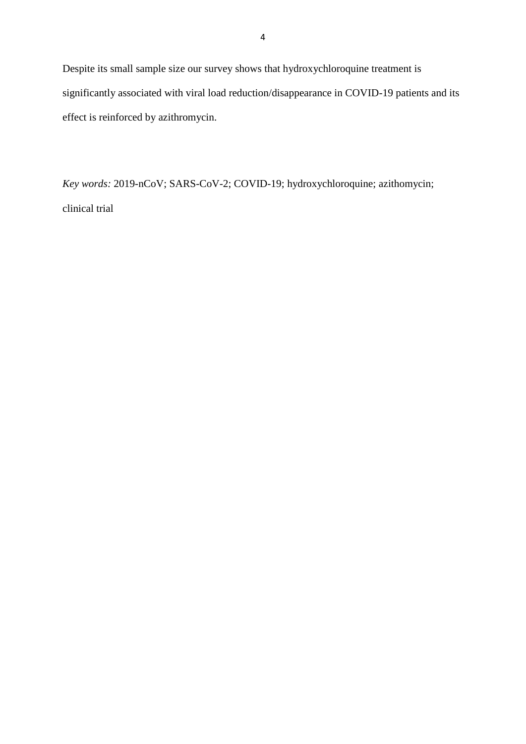Despite its small sample size our survey shows that hydroxychloroquine treatment is significantly associated with viral load reduction/disappearance in COVID-19 patients and its effect is reinforced by azithromycin.

*Key words:* 2019-nCoV; SARS-CoV-2; COVID-19; hydroxychloroquine; azithomycin; clinical trial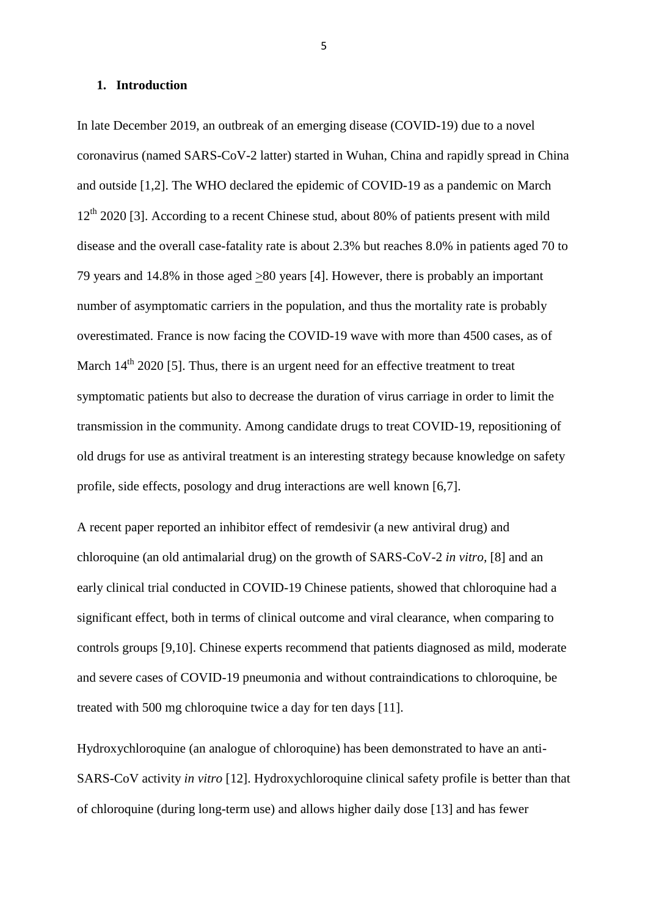## 1. Introduction

In late December 2019, an outbreak of an emerging disease (COVID-19) due to a novel coronavirus (named SARS-CoV-2 latter) started in Wuhan, China and rapidly spread in China and outside [1,2]. The WHO declared the epidemic of COVID-19 as a pandemic on March 12th 2020 [3]. According to a recent Chinese stud, about 80% of patients present with mild disease and the overall case-fatality rate is about 2.3% but reaches 8.0% in patients aged 70 to 79 years and 14.8% in those aged $\geq$80 years [4]. However, there is probably an important number of asymptomatic carriers in the population, and thus the mortality rate is probably overestimated. France is now facing the COVID-19 wave with more than 4500 cases, as of March 14th 2020 [5]. Thus, there is an urgent need for an effective treatment to treat symptomatic patients but also to decrease the duration of virus carriage in order to limit the transmission in the community. Among candidate drugs to treat COVID-19, repositioning of old drugs for use as antiviral treatment is an interesting strategy because knowledge on safety profile, side effects, posology and drug interactions are well known [6,7].

A recent paper reported an inhibitor effect of remdesivir (a new antiviral drug) and chloroquine (an old antimalarial drug) on the growth of SARS-CoV-2 *in vitro*, [8] and an early clinical trial conducted in COVID-19 Chinese patients, showed that chloroquine had a significant effect, both in terms of clinical outcome and viral clearance, when comparing to controls groups [9,10]. Chinese experts recommend that patients diagnosed as mild, moderate and severe cases of COVID-19 pneumonia and without contraindications to chloroquine, be treated with 500 mg chloroquine twice a day for ten days [11].

Hydroxychloroquine (an analogue of chloroquine) has been demonstrated to have an anti-SARS-CoV activity *in vitro* [12]. Hydroxychloroquine clinical safety profile is better than that of chloroquine (during long-term use) and allows higher daily dose [13] and has fewer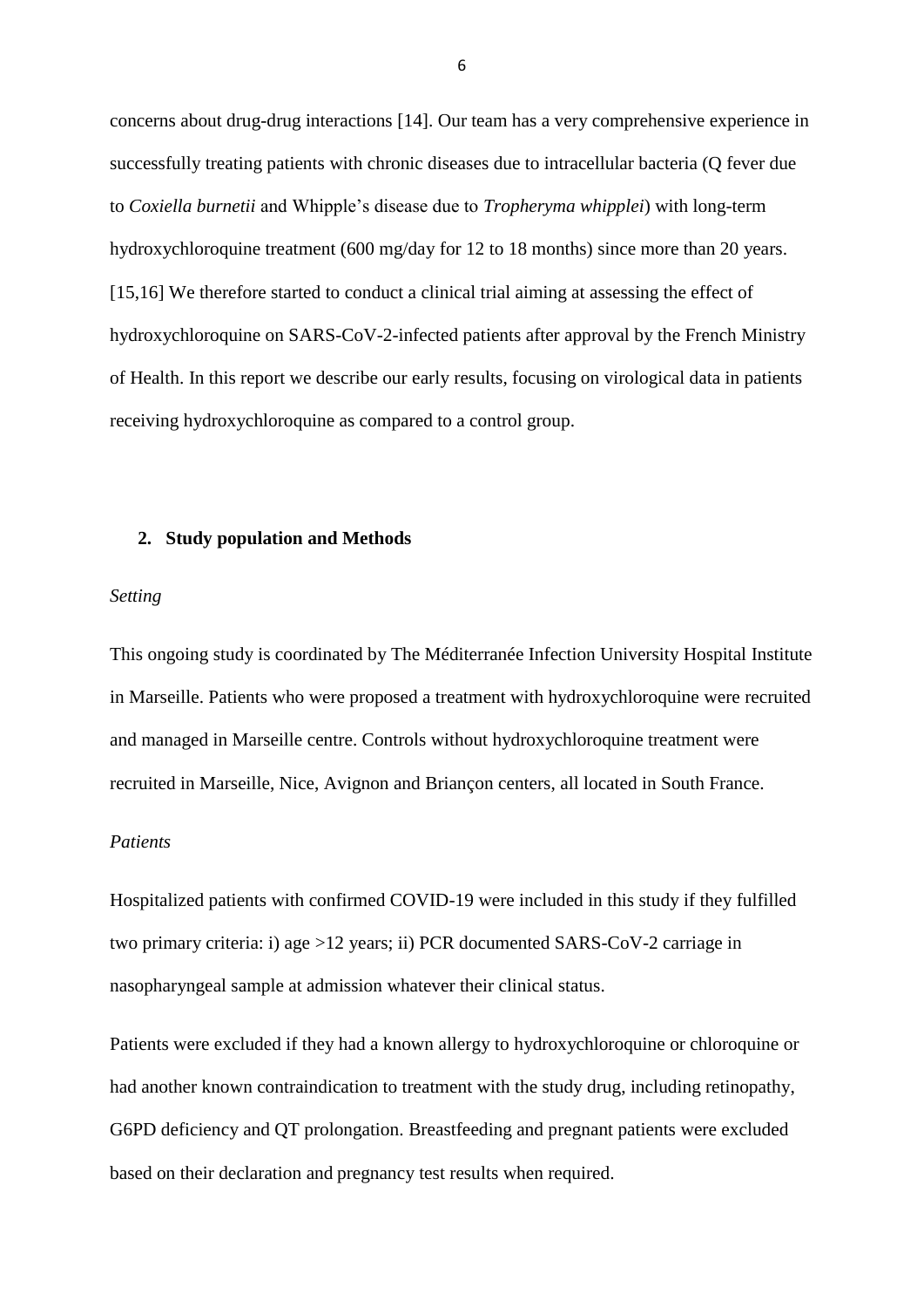concerns about drug-drug interactions [14]. Our team has a very comprehensive experience in successfully treating patients with chronic diseases due to intracellular bacteria (Q fever due to *Coxiella burnetii* and Whipple's disease due to *Tropheryma whipplei*) with long-term hydroxychloroquine treatment (600 mg/day for 12 to 18 months) since more than 20 years. [15,16] We therefore started to conduct a clinical trial aiming at assessing the effect of hydroxychloroquine on SARS-CoV-2-infected patients after approval by the French Ministry of Health. In this report we describe our early results, focusing on virological data in patients receiving hydroxychloroquine as compared to a control group.

## 2. Study population and Methods

*Setting*

This ongoing study is coordinated by The Méditerranée Infection University Hospital Institute in Marseille. Patients who were proposed a treatment with hydroxychloroquine were recruited and managed in Marseille centre. Controls without hydroxychloroquine treatment were recruited in Marseille, Nice, Avignon and Briançon centers, all located in South France.

*Patients*

Hospitalized patients with confirmed COVID-19 were included in this study if they fulfilled two primary criteria: i) age >12 years; ii) PCR documented SARS-CoV-2 carriage in nasopharyngeal sample at admission whatever their clinical status.

Patients were excluded if they had a known allergy to hydroxychloroquine or chloroquine or had another known contraindication to treatment with the study drug, including retinopathy, G6PD deficiency and QT prolongation. Breastfeeding and pregnant patients were excluded based on their declaration and pregnancy test results when required.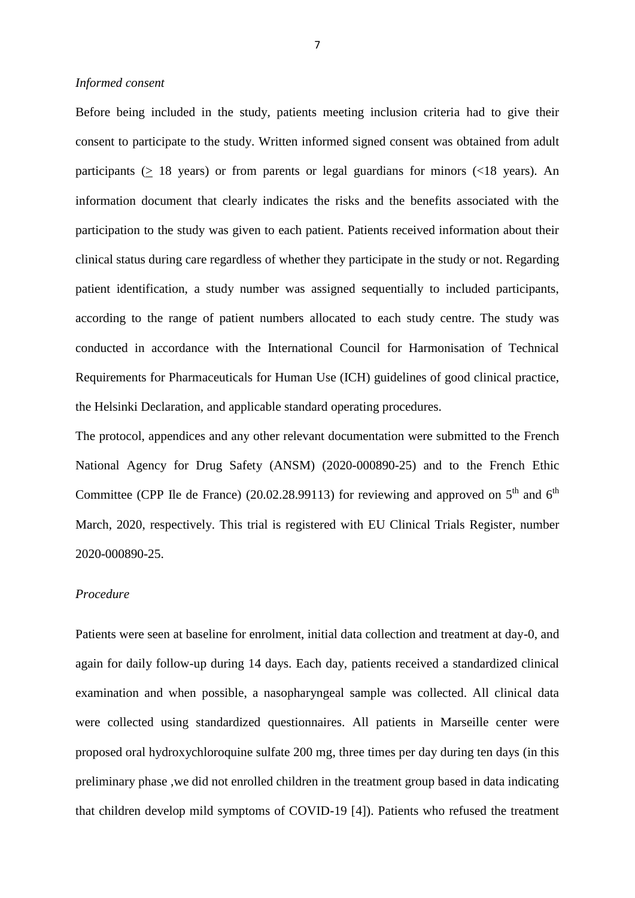*Informed consent*

Before being included in the study, patients meeting inclusion criteria had to give their consent to participate to the study. Written informed signed consent was obtained from adult participants ($\geq$ 18 years) or from parents or legal guardians for minors (<18 years). An information document that clearly indicates the risks and the benefits associated with the participation to the study was given to each patient. Patients received information about their clinical status during care regardless of whether they participate in the study or not. Regarding patient identification, a study number was assigned sequentially to included participants, according to the range of patient numbers allocated to each study centre. The study was conducted in accordance with the International Council for Harmonisation of Technical Requirements for Pharmaceuticals for Human Use (ICH) guidelines of good clinical practice, the Helsinki Declaration, and applicable standard operating procedures.

The protocol, appendices and any other relevant documentation were submitted to the French National Agency for Drug Safety (ANSM) (2020-000890-25) and to the French Ethic Committee (CPP Ile de France) (20.02.28.99113) for reviewing and approved on 5th and 6th March, 2020, respectively. This trial is registered with EU Clinical Trials Register, number 2020-000890-25.

*Procedure*

Patients were seen at baseline for enrolment, initial data collection and treatment at day-0, and again for daily follow-up during 14 days. Each day, patients received a standardized clinical examination and when possible, a nasopharyngeal sample was collected. All clinical data were collected using standardized questionnaires. All patients in Marseille center were proposed oral hydroxychloroquine sulfate 200 mg, three times per day during ten days (in this preliminary phase ,we did not enrolled children in the treatment group based in data indicating that children develop mild symptoms of COVID-19 [4]). Patients who refused the treatment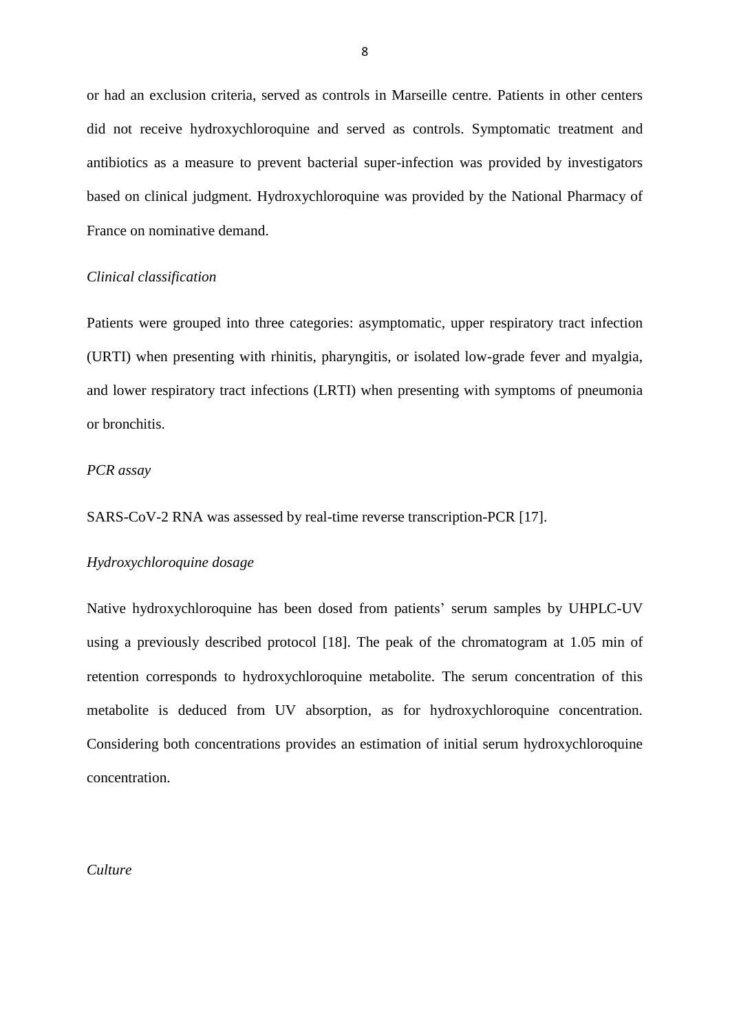or had an exclusion criteria, served as controls in Marseille centre. Patients in other centers did not receive hydroxychloroquine and served as controls. Symptomatic treatment and antibiotics as a measure to prevent bacterial super-infection was provided by investigators based on clinical judgment. Hydroxychloroquine was provided by the National Pharmacy of France on nominative demand.

*Clinical classification*

Patients were grouped into three categories: asymptomatic, upper respiratory tract infection (URTI) when presenting with rhinitis, pharyngitis, or isolated low-grade fever and myalgia, and lower respiratory tract infections (LRTI) when presenting with symptoms of pneumonia or bronchitis.

*PCR assay*

SARS-CoV-2 RNA was assessed by real-time reverse transcription-PCR [17].

*Hydroxychloroquine dosage*

Native hydroxychloroquine has been dosed from patients' serum samples by UHPLC-UV using a previously described protocol [18]. The peak of the chromatogram at 1.05 min of retention corresponds to hydroxychloroquine metabolite. The serum concentration of this metabolite is deduced from UV absorption, as for hydroxychloroquine concentration. Considering both concentrations provides an estimation of initial serum hydroxychloroquine concentration.

*Culture*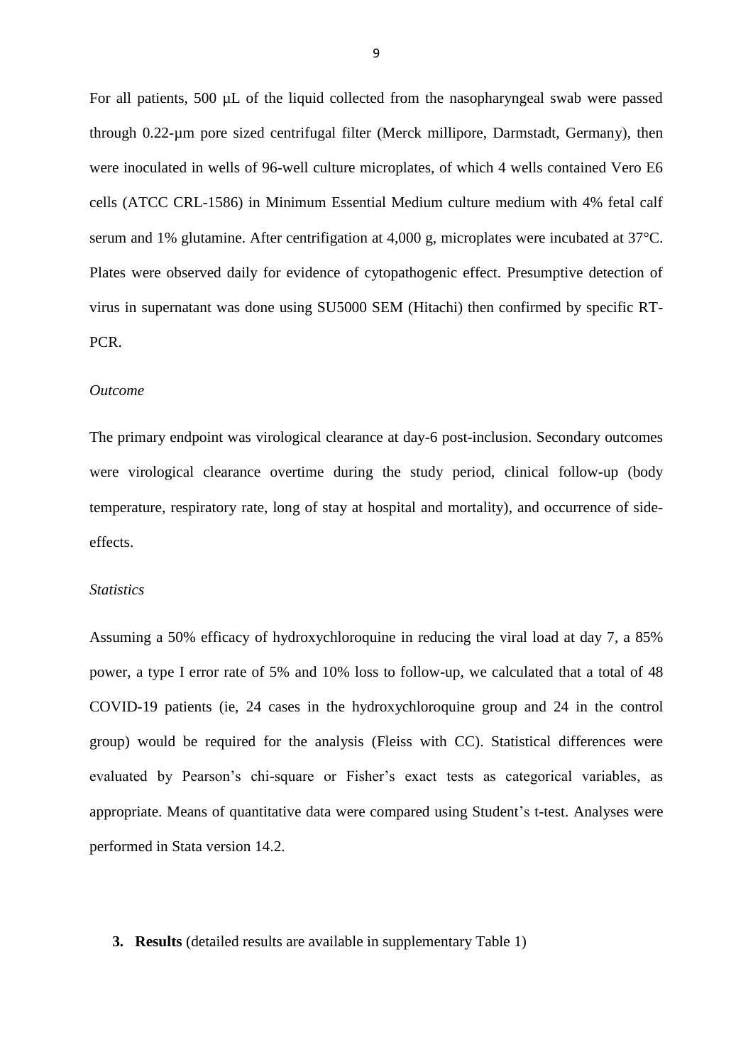For all patients, 500 µL of the liquid collected from the nasopharyngeal swab were passed through 0.22-µm pore sized centrifugal filter (Merck millipore, Darmstadt, Germany), then were inoculated in wells of 96-well culture microplates, of which 4 wells contained Vero E6 cells (ATCC CRL-1586) in Minimum Essential Medium culture medium with 4% fetal calf serum and 1% glutamine. After centrifigation at 4,000 g, microplates were incubated at 37°C. Plates were observed daily for evidence of cytopathogenic effect. Presumptive detection of virus in supernatant was done using SU5000 SEM (Hitachi) then confirmed by specific RT-PCR.

*Outcome*

The primary endpoint was virological clearance at day-6 post-inclusion. Secondary outcomes were virological clearance overtime during the study period, clinical follow-up (body temperature, respiratory rate, long of stay at hospital and mortality), and occurrence of side-effects.

*Statistics*

Assuming a 50% efficacy of hydroxychloroquine in reducing the viral load at day 7, a 85% power, a type I error rate of 5% and 10% loss to follow-up, we calculated that a total of 48 COVID-19 patients (ie, 24 cases in the hydroxychloroquine group and 24 in the control group) would be required for the analysis (Fleiss with CC). Statistical differences were evaluated by Pearson's chi-square or Fisher's exact tests as categorical variables, as appropriate. Means of quantitative data were compared using Student's t-test. Analyses were performed in Stata version 14.2.

## 3. **Results** (detailed results are available in supplementary Table 1)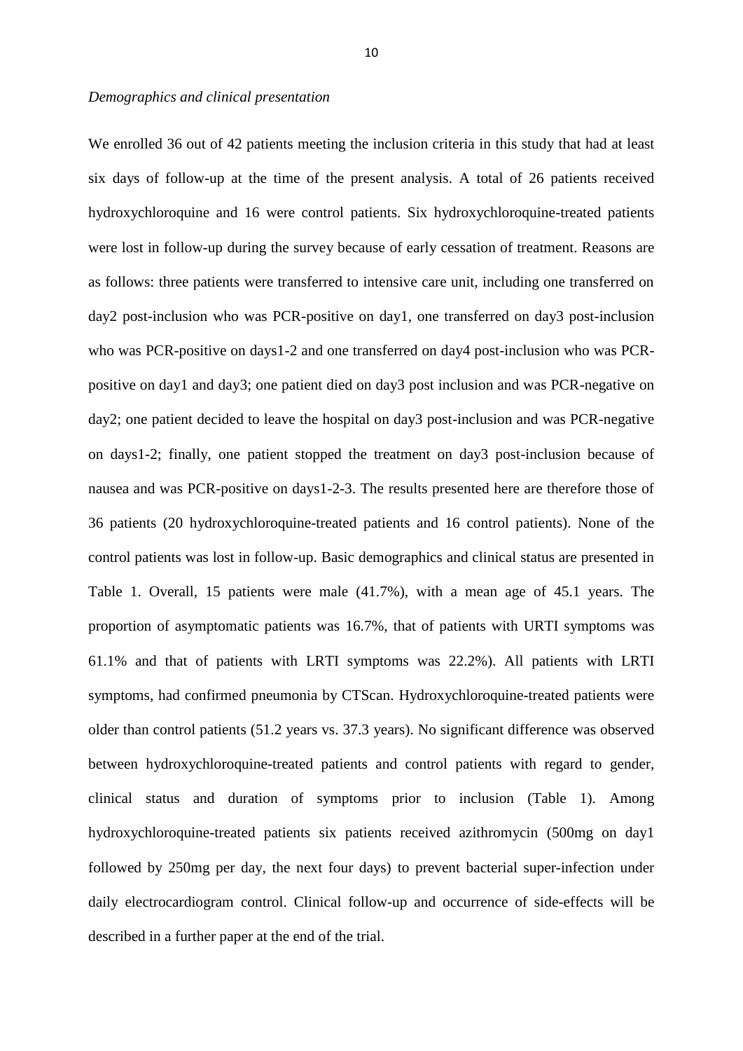*Demographics and clinical presentation*

We enrolled 36 out of 42 patients meeting the inclusion criteria in this study that had at least six days of follow-up at the time of the present analysis. A total of 26 patients received hydroxychloroquine and 16 were control patients. Six hydroxychloroquine-treated patients were lost in follow-up during the survey because of early cessation of treatment. Reasons are as follows: three patients were transferred to intensive care unit, including one transferred on day2 post-inclusion who was PCR-positive on day1, one transferred on day3 post-inclusion who was PCR-positive on days1-2 and one transferred on day4 post-inclusion who was PCR-positive on day1 and day3; one patient died on day3 post inclusion and was PCR-negative on day2; one patient decided to leave the hospital on day3 post-inclusion and was PCR-negative on days1-2; finally, one patient stopped the treatment on day3 post-inclusion because of nausea and was PCR-positive on days1-2-3. The results presented here are therefore those of 36 patients (20 hydroxychloroquine-treated patients and 16 control patients). None of the control patients was lost in follow-up. Basic demographics and clinical status are presented in Table 1. Overall, 15 patients were male (41.7%), with a mean age of 45.1 years. The proportion of asymptomatic patients was 16.7%, that of patients with URTI symptoms was 61.1% and that of patients with LRTI symptoms was 22.2%). All patients with LRTI symptoms, had confirmed pneumonia by CTScan. Hydroxychloroquine-treated patients were older than control patients (51.2 years vs. 37.3 years). No significant difference was observed between hydroxychloroquine-treated patients and control patients with regard to gender, clinical status and duration of symptoms prior to inclusion (Table 1). Among hydroxychloroquine-treated patients six patients received azithromycin (500mg on day1 followed by 250mg per day, the next four days) to prevent bacterial super-infection under daily electrocardiogram control. Clinical follow-up and occurrence of side-effects will be described in a further paper at the end of the trial.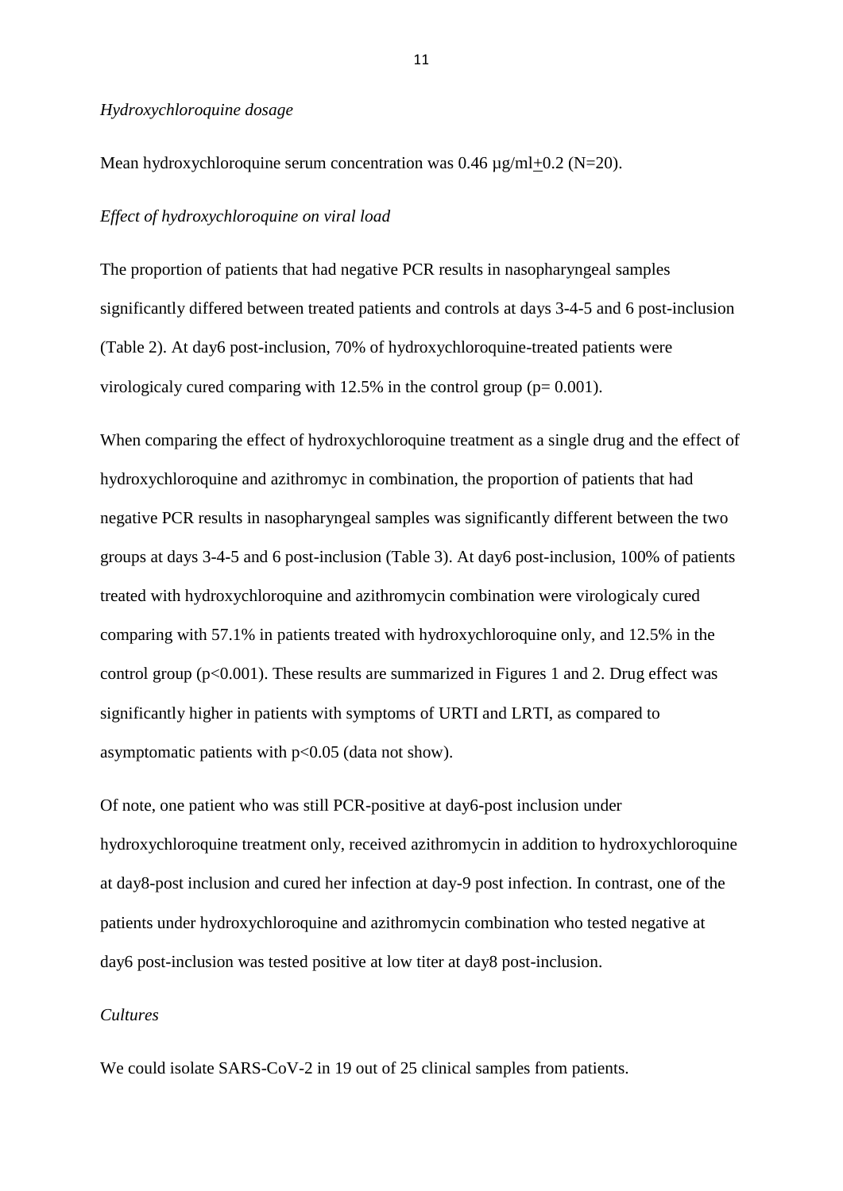*Hydroxychloroquine dosage*

Mean hydroxychloroquine serum concentration was 0.46 µg/ml$\pm$0.2 (N=20).

*Effect of hydroxychloroquine on viral load*

The proportion of patients that had negative PCR results in nasopharyngeal samples significantly differed between treated patients and controls at days 3-4-5 and 6 post-inclusion (Table 2). At day6 post-inclusion, 70% of hydroxychloroquine-treated patients were virologicaly cured comparing with 12.5% in the control group ($p = 0.001$).

When comparing the effect of hydroxychloroquine treatment as a single drug and the effect of hydroxychloroquine and azithromyc in combination, the proportion of patients that had negative PCR results in nasopharyngeal samples was significantly different between the two groups at days 3-4-5 and 6 post-inclusion (Table 3). At day6 post-inclusion, 100% of patients treated with hydroxychloroquine and azithromycin combination were virologicaly cured comparing with 57.1% in patients treated with hydroxychloroquine only, and 12.5% in the control group ($p<0.001$). These results are summarized in Figures 1 and 2. Drug effect was significantly higher in patients with symptoms of URTI and LRTI, as compared to asymptomatic patients with $p<0.05$ (data not show).

Of note, one patient who was still PCR-positive at day6-post inclusion under hydroxychloroquine treatment only, received azithromycin in addition to hydroxychloroquine at day8-post inclusion and cured her infection at day-9 post infection. In contrast, one of the patients under hydroxychloroquine and azithromycin combination who tested negative at day6 post-inclusion was tested positive at low titer at day8 post-inclusion.

*Cultures*

We could isolate SARS-CoV-2 in 19 out of 25 clinical samples from patients.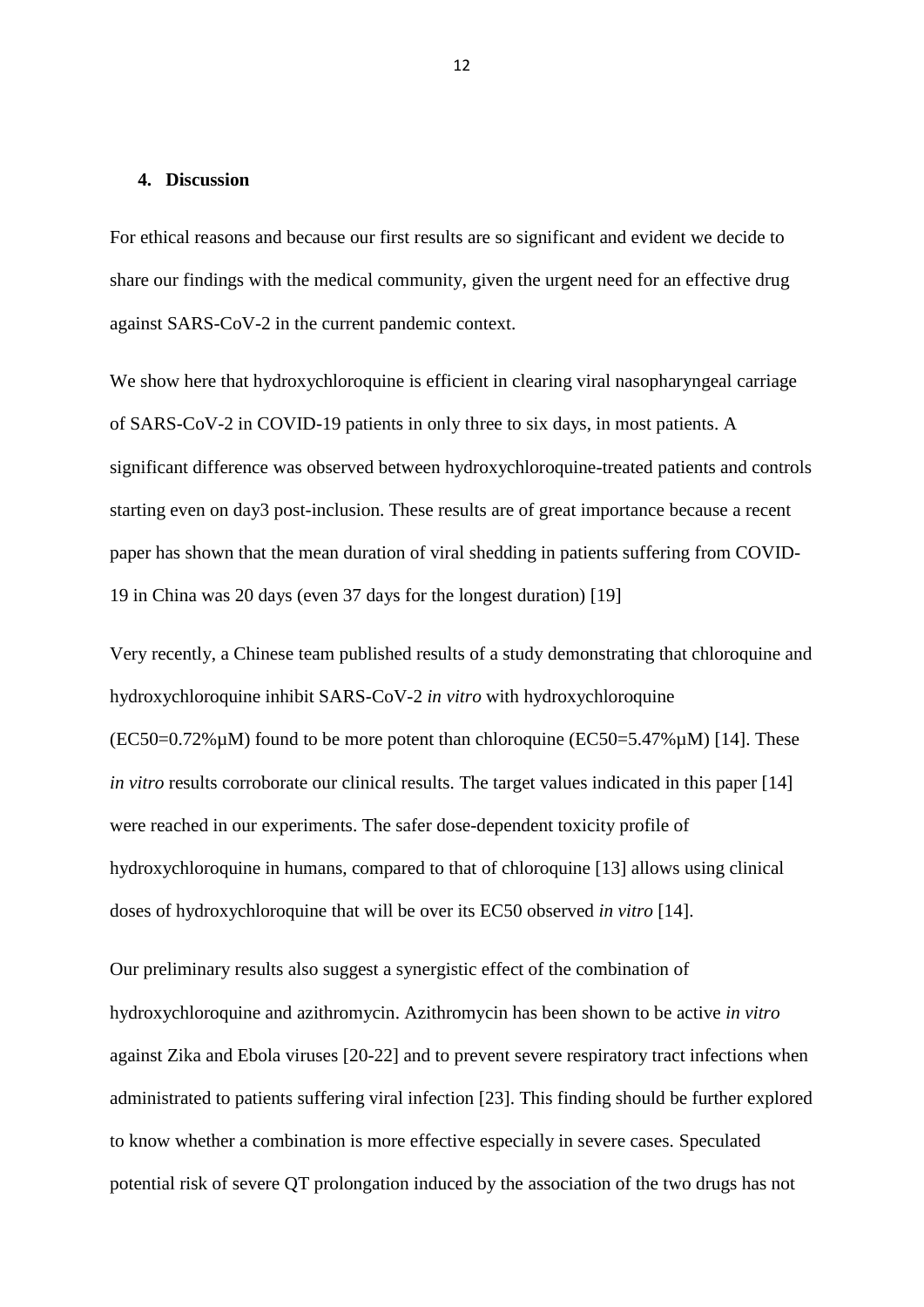## 4. Discussion

For ethical reasons and because our first results are so significant and evident we decide to share our findings with the medical community, given the urgent need for an effective drug against SARS-CoV-2 in the current pandemic context.

We show here that hydroxychloroquine is efficient in clearing viral nasopharyngeal carriage of SARS-CoV-2 in COVID-19 patients in only three to six days, in most patients. A significant difference was observed between hydroxychloroquine-treated patients and controls starting even on day3 post-inclusion. These results are of great importance because a recent paper has shown that the mean duration of viral shedding in patients suffering from COVID-19 in China was 20 days (even 37 days for the longest duration) [19]

Very recently, a Chinese team published results of a study demonstrating that chloroquine and hydroxychloroquine inhibit SARS-CoV-2 *in vitro* with hydroxychloroquine (EC50=0.72%μM) found to be more potent than chloroquine (EC50=5.47%μM) [14]. These *in vitro* results corroborate our clinical results. The target values indicated in this paper [14] were reached in our experiments. The safer dose-dependent toxicity profile of hydroxychloroquine in humans, compared to that of chloroquine [13] allows using clinical doses of hydroxychloroquine that will be over its EC50 observed *in vitro* [14].

Our preliminary results also suggest a synergistic effect of the combination of hydroxychloroquine and azithromycin. Azithromycin has been shown to be active *in vitro* against Zika and Ebola viruses [20-22] and to prevent severe respiratory tract infections when administrated to patients suffering viral infection [23]. This finding should be further explored to know whether a combination is more effective especially in severe cases. Speculated potential risk of severe QT prolongation induced by the association of the two drugs has not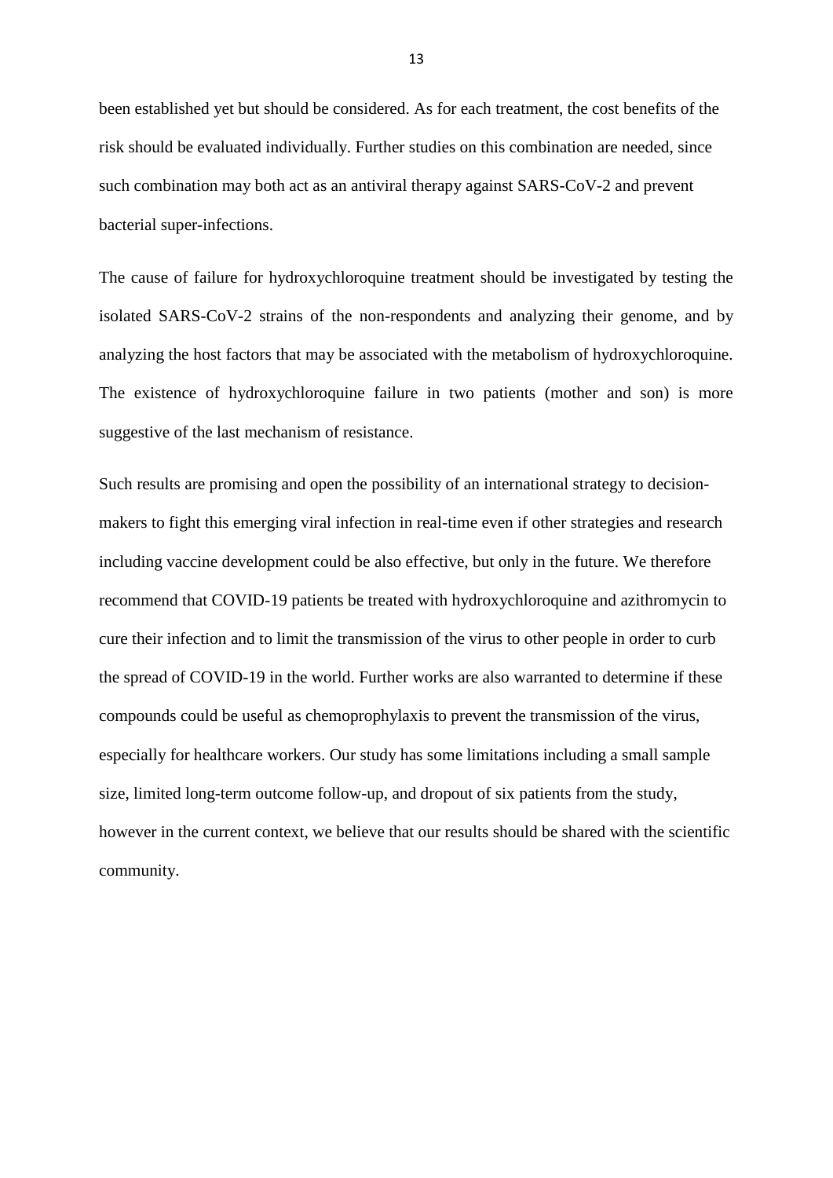been established yet but should be considered. As for each treatment, the cost benefits of the risk should be evaluated individually. Further studies on this combination are needed, since such combination may both act as an antiviral therapy against SARS-CoV-2 and prevent bacterial super-infections.

The cause of failure for hydroxychloroquine treatment should be investigated by testing the isolated SARS-CoV-2 strains of the non-respondents and analyzing their genome, and by analyzing the host factors that may be associated with the metabolism of hydroxychloroquine. The existence of hydroxychloroquine failure in two patients (mother and son) is more suggestive of the last mechanism of resistance.

Such results are promising and open the possibility of an international strategy to decision-makers to fight this emerging viral infection in real-time even if other strategies and research including vaccine development could be also effective, but only in the future. We therefore recommend that COVID-19 patients be treated with hydroxychloroquine and azithromycin to cure their infection and to limit the transmission of the virus to other people in order to curb the spread of COVID-19 in the world. Further works are also warranted to determine if these compounds could be useful as chemoprophylaxis to prevent the transmission of the virus, especially for healthcare workers. Our study has some limitations including a small sample size, limited long-term outcome follow-up, and dropout of six patients from the study, however in the current context, we believe that our results should be shared with the scientific community.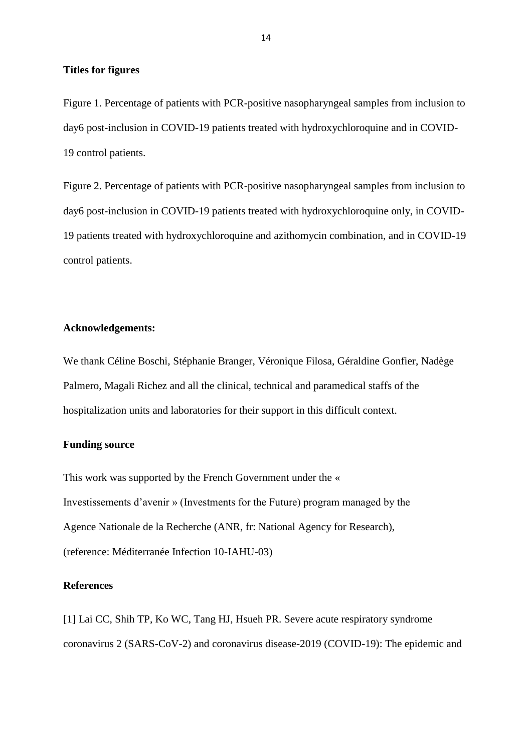**Titles for figures**

Figure 1. Percentage of patients with PCR-positive nasopharyngeal samples from inclusion to day6 post-inclusion in COVID-19 patients treated with hydroxychloroquine and in COVID-19 control patients.

Figure 2. Percentage of patients with PCR-positive nasopharyngeal samples from inclusion to day6 post-inclusion in COVID-19 patients treated with hydroxychloroquine only, in COVID-19 patients treated with hydroxychloroquine and azithomycin combination, and in COVID-19 control patients.

**Acknowledgements:**

We thank Céline Boschi, Stéphanie Branger, Véronique Filosa, Géraldine Gonfier, Nadège Palmero, Magali Richez and all the clinical, technical and paramedical staffs of the hospitalization units and laboratories for their support in this difficult context.

**Funding source**

This work was supported by the French Government under the « Investissements d'avenir » (Investments for the Future) program managed by the Agence Nationale de la Recherche (ANR, fr: National Agency for Research), (reference: Méditerranée Infection 10-IAHU-03)

**References**

[1] Lai CC, Shih TP, Ko WC, Tang HJ, Hsueh PR. Severe acute respiratory syndrome coronavirus 2 (SARS-CoV-2) and coronavirus disease-2019 (COVID-19): The epidemic and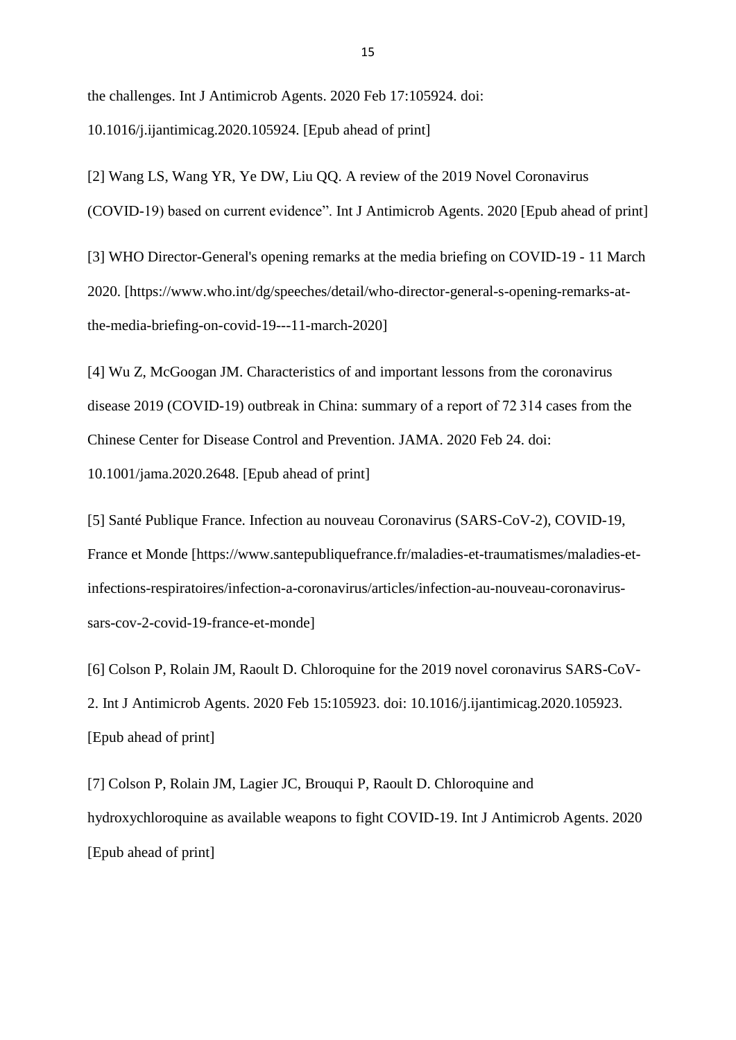the challenges. Int J Antimicrob Agents. 2020 Feb 17:105924. doi: 10.1016/j.ijantimicag.2020.105924. [Epub ahead of print]

[2] Wang LS, Wang YR, Ye DW, Liu QQ. A review of the 2019 Novel Coronavirus (COVID-19) based on current evidence". Int J Antimicrob Agents. 2020 [Epub ahead of print]

[3] WHO Director-General's opening remarks at the media briefing on COVID-19 - 11 March 2020. [https://www.who.int/dg/speeches/detail/who-director-general-s-opening-remarks-at-the-media-briefing-on-covid-19---11-march-2020]

[4] Wu Z, McGoogan JM. Characteristics of and important lessons from the coronavirus disease 2019 (COVID-19) outbreak in China: summary of a report of 72 314 cases from the Chinese Center for Disease Control and Prevention. JAMA. 2020 Feb 24. doi: 10.1001/jama.2020.2648. [Epub ahead of print]

[5] Santé Publique France. Infection au nouveau Coronavirus (SARS-CoV-2), COVID-19, France et Monde [https://www.santepubliquefrance.fr/maladies-et-traumatismes/maladies-et-infections-respiratoires/infection-a-coronavirus/articles/infection-au-nouveau-coronavirus-sars-cov-2-covid-19-france-et-monde]

[6] Colson P, Rolain JM, Raoult D. Chloroquine for the 2019 novel coronavirus SARS-CoV-2. Int J Antimicrob Agents. 2020 Feb 15:105923. doi: 10.1016/j.ijantimicag.2020.105923. [Epub ahead of print]

[7] Colson P, Rolain JM, Lagier JC, Brouqui P, Raoult D. Chloroquine and hydroxychloroquine as available weapons to fight COVID-19. Int J Antimicrob Agents. 2020 [Epub ahead of print]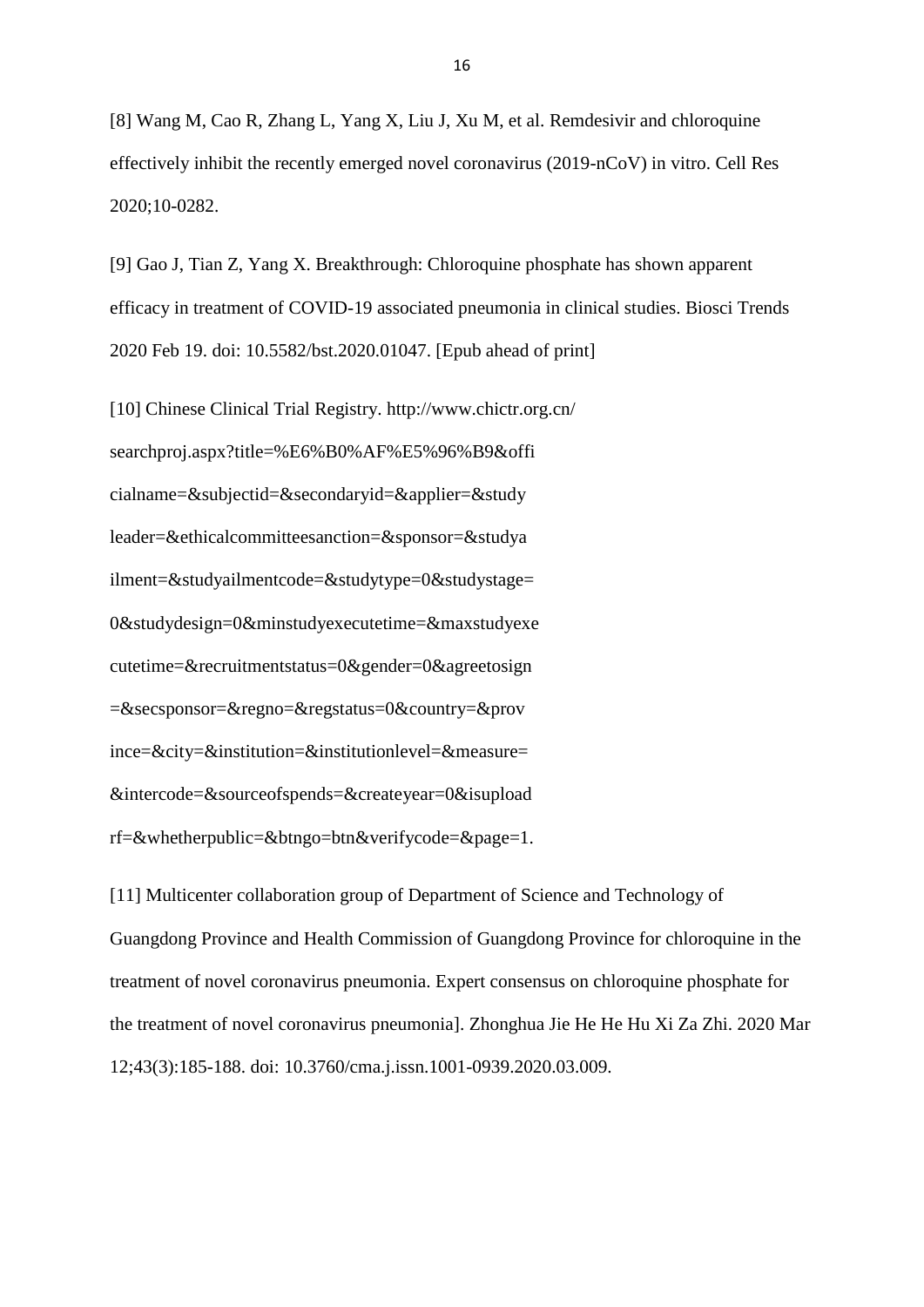[8] Wang M, Cao R, Zhang L, Yang X, Liu J, Xu M, et al. Remdesivir and chloroquine effectively inhibit the recently emerged novel coronavirus (2019-nCoV) in vitro. Cell Res 2020;10-0282.

[9] Gao J, Tian Z, Yang X. Breakthrough: Chloroquine phosphate has shown apparent efficacy in treatment of COVID-19 associated pneumonia in clinical studies. Biosci Trends 2020 Feb 19. doi: 10.5582/bst.2020.01047. [Epub ahead of print]

[10] Chinese Clinical Trial Registry. http://www.chictr.org.cn/ searchproj.aspx?title=%E6%B0%AF%E5%96%B9&offi cialname=&subjectid=&secondaryid=&applier=&study leader=&ethicalcommitteesanction=&sponsor=&studya ilment=&studyailmentcode=&studytype=0&studystage= 0&studydesign=0&minstudyexecutetime=&maxstudyexe cutetime=&recruitmentstatus=0&gender=0&agreetosign =&secsponsor=&regno=&regstatus=0&country=&prov ince=&city=&institution=&institutionlevel=&measure= &intercode=&sourceofspends=&createyear=0&isupload rf=&whetherpublic=&btngo=btn&verifycode=&page=1.

[11] Multicenter collaboration group of Department of Science and Technology of Guangdong Province and Health Commission of Guangdong Province for chloroquine in the treatment of novel coronavirus pneumonia. Expert consensus on chloroquine phosphate for the treatment of novel coronavirus pneumonia]. Zhonghua Jie He He Hu Xi Za Zhi. 2020 Mar 12;43(3):185-188. doi: 10.3760/cma.j.issn.1001-0939.2020.03.009.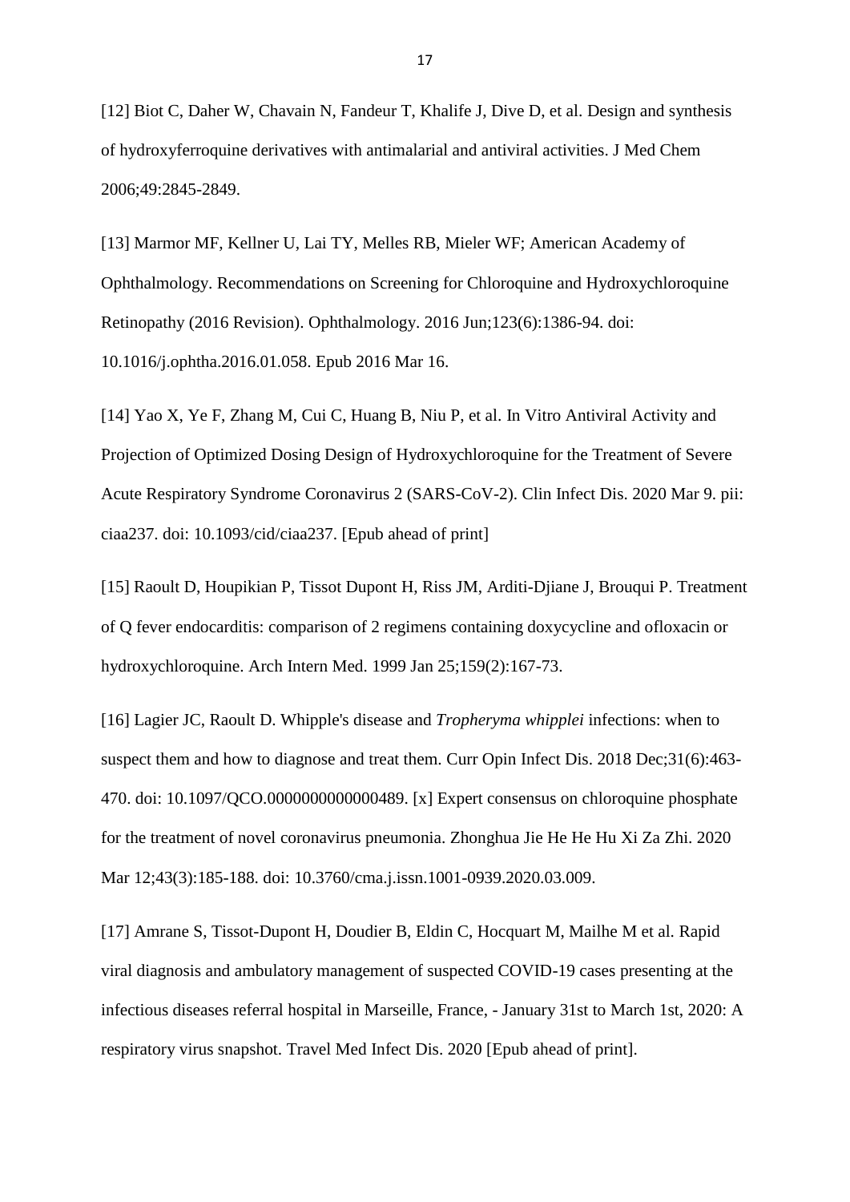[12] Biot C, Daher W, Chavain N, Fandeur T, Khalife J, Dive D, et al. Design and synthesis of hydroxyferroquine derivatives with antimalarial and antiviral activities. J Med Chem 2006;49:2845-2849.

[13] Marmor MF, Kellner U, Lai TY, Melles RB, Mieler WF; American Academy of Ophthalmology. Recommendations on Screening for Chloroquine and Hydroxychloroquine Retinopathy (2016 Revision). Ophthalmology. 2016 Jun;123(6):1386-94. doi: 10.1016/j.ophtha.2016.01.058. Epub 2016 Mar 16.

[14] Yao X, Ye F, Zhang M, Cui C, Huang B, Niu P, et al. In Vitro Antiviral Activity and Projection of Optimized Dosing Design of Hydroxychloroquine for the Treatment of Severe Acute Respiratory Syndrome Coronavirus 2 (SARS-CoV-2). Clin Infect Dis. 2020 Mar 9. pii: ciaa237. doi: 10.1093/cid/ciaa237. [Epub ahead of print]

[15] Raoult D, Houpikian P, Tissot Dupont H, Riss JM, Arditi-Djiane J, Brouqui P. Treatment of Q fever endocarditis: comparison of 2 regimens containing doxycycline and ofloxacin or hydroxychloroquine. Arch Intern Med. 1999 Jan 25;159(2):167-73.

[16] Lagier JC, Raoult D. Whipple's disease and *Tropheryma whipplei* infections: when to suspect them and how to diagnose and treat them. Curr Opin Infect Dis. 2018 Dec;31(6):463-470. doi: 10.1097/QCO.0000000000000489. [x] Expert consensus on chloroquine phosphate for the treatment of novel coronavirus pneumonia. Zhonghua Jie He He Hu Xi Za Zhi. 2020 Mar 12;43(3):185-188. doi: 10.3760/cma.j.issn.1001-0939.2020.03.009.

[17] Amrane S, Tissot-Dupont H, Doudier B, Eldin C, Hocquart M, Mailhe M et al. Rapid viral diagnosis and ambulatory management of suspected COVID-19 cases presenting at the infectious diseases referral hospital in Marseille, France, - January 31st to March 1st, 2020: A respiratory virus snapshot. Travel Med Infect Dis. 2020 [Epub ahead of print].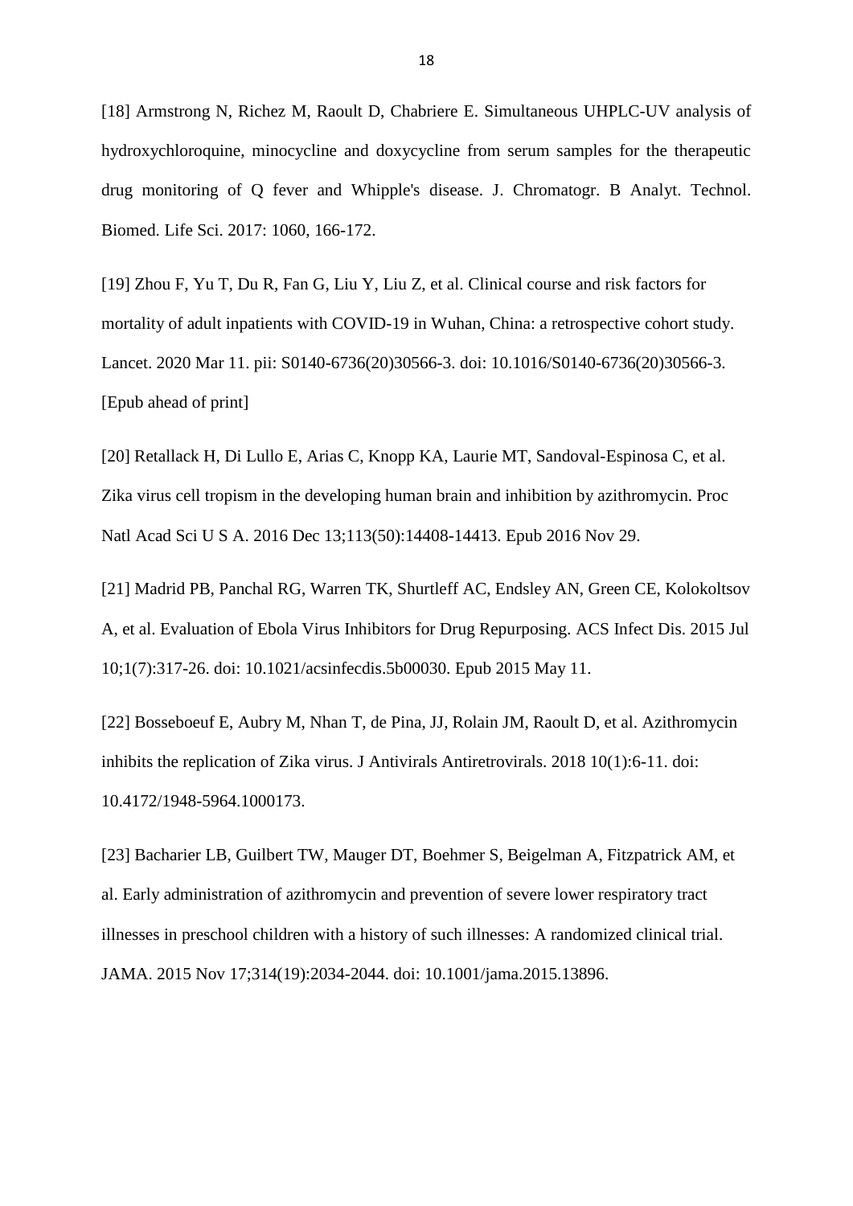[18] Armstrong N, Richez M, Raoult D, Chabriere E. Simultaneous UHPLC-UV analysis of hydroxychloroquine, minocycline and doxycycline from serum samples for the therapeutic drug monitoring of Q fever and Whipple's disease. J. Chromatogr. B Analyt. Technol. Biomed. Life Sci. 2017: 1060, 166-172.

[19] Zhou F, Yu T, Du R, Fan G, Liu Y, Liu Z, et al. Clinical course and risk factors for mortality of adult inpatients with COVID-19 in Wuhan, China: a retrospective cohort study. Lancet. 2020 Mar 11. pii: S0140-6736(20)30566-3. doi: 10.1016/S0140-6736(20)30566-3. [Epub ahead of print]

[20] Retallack H, Di Lullo E, Arias C, Knopp KA, Laurie MT, Sandoval-Espinosa C, et al. Zika virus cell tropism in the developing human brain and inhibition by azithromycin. Proc Natl Acad Sci U S A. 2016 Dec 13;113(50):14408-14413. Epub 2016 Nov 29.

[21] Madrid PB, Panchal RG, Warren TK, Shurtleff AC, Endsley AN, Green CE, Kolokoltsov A, et al. Evaluation of Ebola Virus Inhibitors for Drug Repurposing. ACS Infect Dis. 2015 Jul 10;1(7):317-26. doi: 10.1021/acsinfecdis.5b00030. Epub 2015 May 11.

[22] Bosseboeuf E, Aubry M, Nhan T, de Pina, JJ, Rolain JM, Raoult D, et al. Azithromycin inhibits the replication of Zika virus. J Antivirals Antiretrovirals. 2018 10(1):6-11. doi: 10.4172/1948-5964.1000173.

[23] Bacharier LB, Guilbert TW, Mauger DT, Boehmer S, Beigelman A, Fitzpatrick AM, et al. Early administration of azithromycin and prevention of severe lower respiratory tract illnesses in preschool children with a history of such illnesses: A randomized clinical trial. JAMA. 2015 Nov 17;314(19):2034-2044. doi: 10.1001/jama.2015.13896.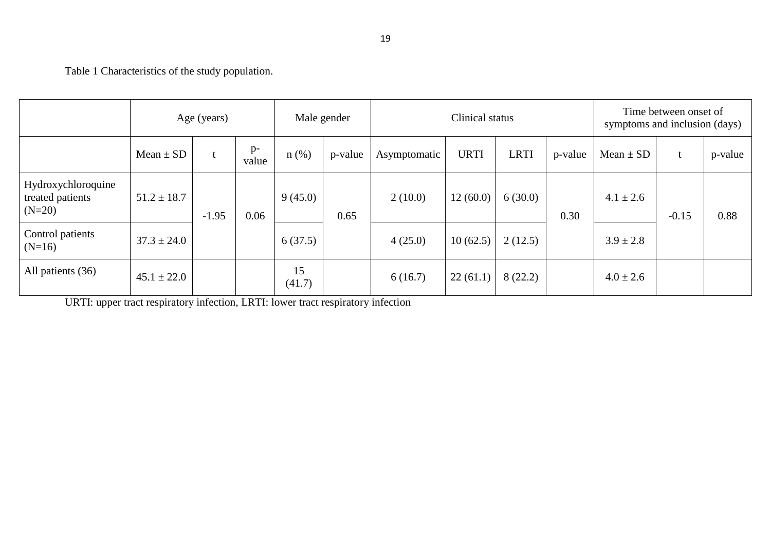Table 1 Characteristics of the study population.

| | Age (years) | | | Male gender | | Clinical status | | | | Time between onset of symptoms and inclusion (days) | | |
|---|---|---|---|---|---|---|---|---|---|---|---|---|
| | Mean ± SD | t | p-value | n (%) | p-value | Asymptomatic | URTI | LRTI | p-value | Mean ± SD | t | p-value |
| Hydroxychloroquine treated patients (N=20) | 51.2 ± 18.7 | -1.95 | 0.06 | 9 (45.0) | 0.65 | 2 (10.0) | 12 (60.0) | 6 (30.0) | 0.30 | 4.1 ± 2.6 | -0.15 | 0.88 |
| Control patients (N=16) | 37.3 ± 24.0 | | | 6 (37.5) | | 4 (25.0) | 10 (62.5) | 2 (12.5) | | 3.9 ± 2.8 | | |
| All patients (36) | 45.1 ± 22.0 | | | 15 (41.7) | | 6 (16.7) | 22 (61.1) | 8 (22.2) | | 4.0 ± 2.6 | | |

URTI: upper tract respiratory infection, LRTI: lower tract respiratory infection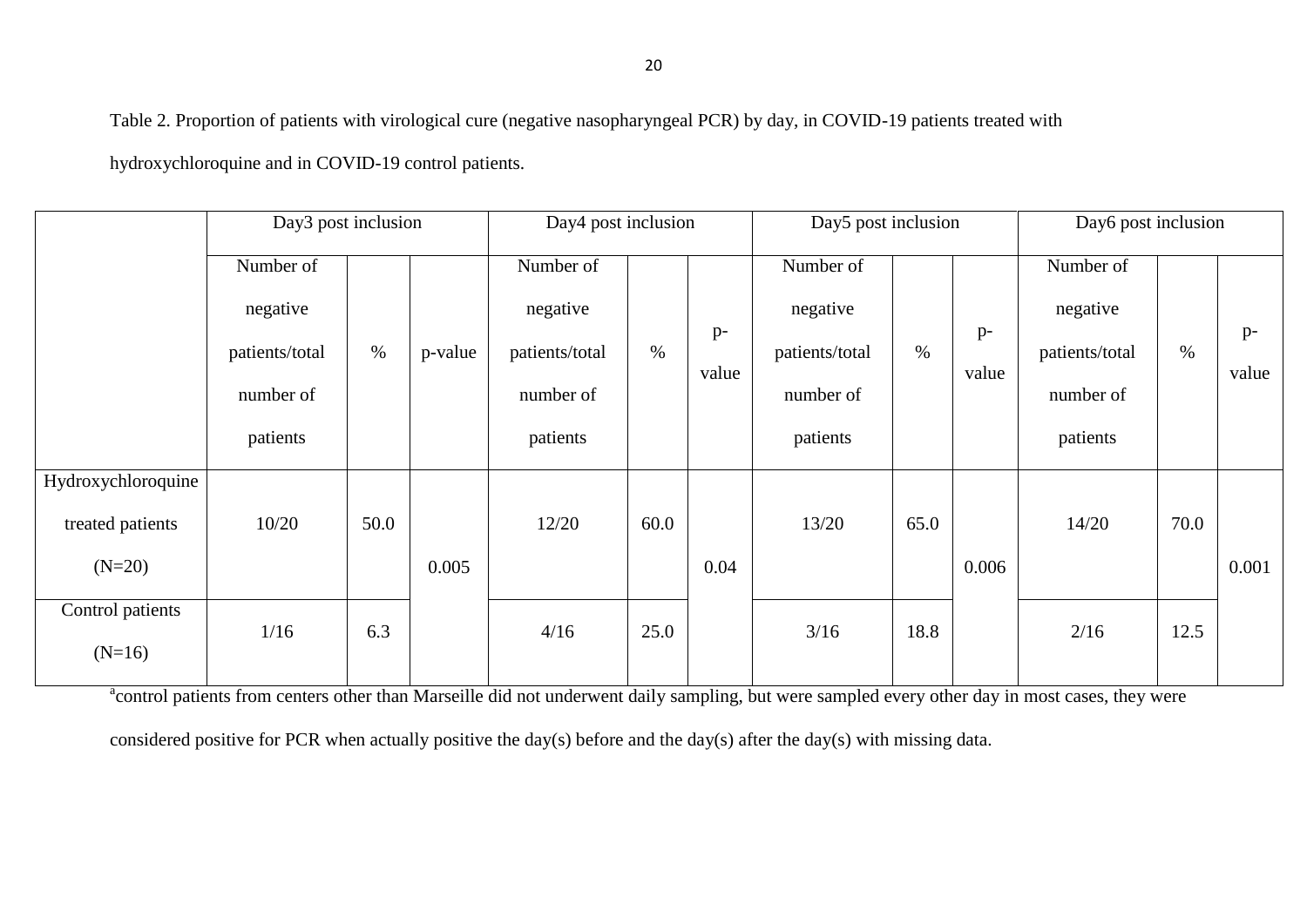Table 2. Proportion of patients with virological cure (negative nasopharyngeal PCR) by day, in COVID-19 patients treated with hydroxychloroquine and in COVID-19 control patients.

| | Day3 post inclusion | | | Day4 post inclusion | | | Day5 post inclusion | | | Day6 post inclusion | | |
|---|---|---|---|---|---|---|---|---|---|---|---|---|
| | Number of negative patients/total number of patients | % | p-value | Number of negative patients/total number of patients | % | p-value | Number of negative patients/total number of patients | % | p-value | Number of negative patients/total number of patients | % | p-value |
| Hydroxychloroquine treated patients (N=20) | 10/20 | 50.0 | 0.005 | 12/20 | 60.0 | 0.04 | 13/20 | 65.0 | 0.006 | 14/20 | 70.0 | 0.001 |
| Control patients (N=16) | 1/16 | 6.3 | | 4/16 | 25.0 | | 3/16 | 18.8 | | 2/16 | 12.5 | |

[a]control patients from centers other than Marseille did not underwent daily sampling, but were sampled every other day in most cases, they were considered positive for PCR when actually positive the day(s) before and the day(s) after the day(s) with missing data.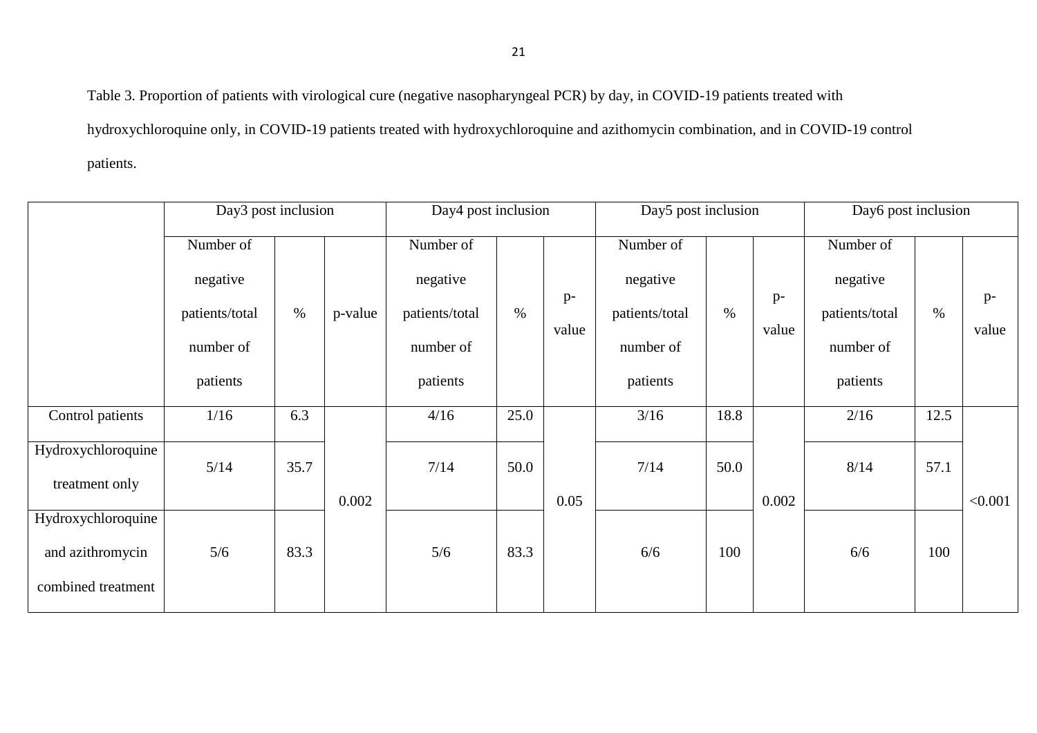Table 3. Proportion of patients with virological cure (negative nasopharyngeal PCR) by day, in COVID-19 patients treated with hydroxychloroquine only, in COVID-19 patients treated with hydroxychloroquine and azithomycin combination, and in COVID-19 control patients.

| | Day3 post inclusion | | | Day4 post inclusion | | | Day5 post inclusion | | | Day6 post inclusion | | |
|---|---|---|---|---|---|---|---|---|---|---|---|---|
| | Number of negative patients/total number of patients | % | p-value | Number of negative patients/total number of patients | % | p-value | Number of negative patients/total number of patients | % | p-value | Number of negative patients/total number of patients | % | p-value |
| Control patients | 1/16 | 6.3 | 0.002 | 4/16 | 25.0 | 0.05 | 3/16 | 18.8 | 0.002 | 2/16 | 12.5 | <0.001 |
| Hydroxychloroquine treatment only | 5/14 | 35.7 | | 7/14 | 50.0 | | 7/14 | 50.0 | | 8/14 | 57.1 | |
| Hydroxychloroquine and azithromycin combined treatment | 5/6 | 83.3 | | 5/6 | 83.3 | | 6/6 | 100 | | 6/6 | 100 | |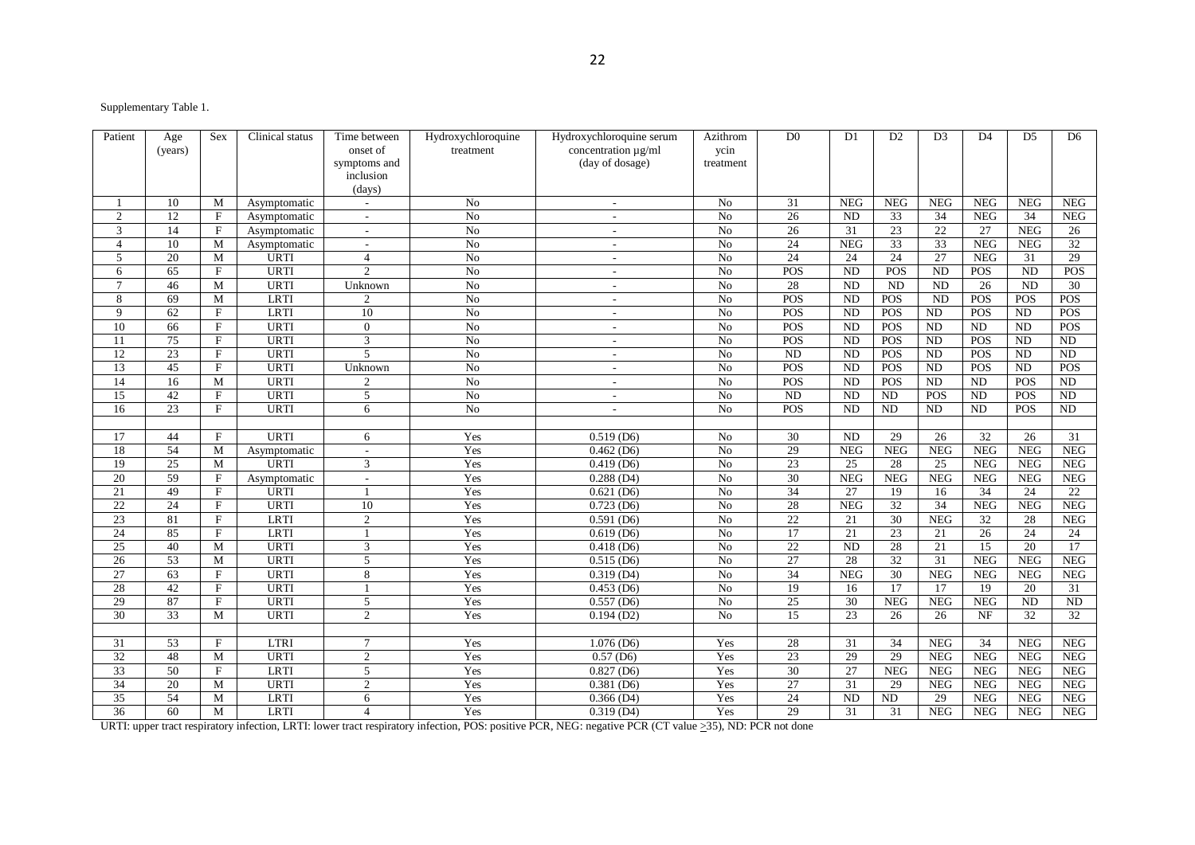Supplementary Table 1.

| Patient | Age (years) | Sex | Clinical status | Time between onset of symptoms and inclusion (days) | Hydroxychloroquine treatment | Hydroxychloroquine serum concentration µg/ml (day of dosage) | Azithromycin treatment | D0 | D1 | D2 | D3 | D4 | D5 | D6 |
|---|---|---|---|---|---|---|---|---|---|---|---|---|---|---|
| 1 | 10 | M | Asymptomatic | - | No | - | No | 31 | NEG | NEG | NEG | NEG | NEG | NEG |
| 2 | 12 | F | Asymptomatic | - | No | - | No | 26 | ND | 33 | 34 | NEG | 34 | NEG |
| 3 | 14 | F | Asymptomatic | - | No | - | No | 26 | 31 | 23 | 22 | 27 | NEG | 26 |
| 4 | 10 | M | Asymptomatic | - | No | - | No | 24 | NEG | 33 | 33 | NEG | NEG | 32 |
| 5 | 20 | M | URTI | 4 | No | - | No | 24 | 24 | 24 | 27 | NEG | 31 | 29 |
| 6 | 65 | F | URTI | 2 | No | - | No | POS | ND | POS | ND | POS | ND | POS |
| 7 | 46 | M | URTI | Unknown | No | - | No | 28 | ND | ND | ND | 26 | ND | 30 |
| 8 | 69 | M | LRTI | 2 | No | - | No | POS | ND | POS | ND | POS | POS | POS |
| 9 | 62 | F | LRTI | 10 | No | - | No | POS | ND | POS | ND | POS | ND | POS |
| 10 | 66 | F | URTI | 0 | No | - | No | POS | ND | POS | ND | ND | ND | POS |
| 11 | 75 | F | URTI | 3 | No | - | No | POS | ND | POS | ND | POS | ND | ND |
| 12 | 23 | F | URTI | 5 | No | - | No | ND | ND | POS | ND | POS | ND | ND |
| 13 | 45 | F | URTI | Unknown | No | - | No | POS | ND | POS | ND | POS | ND | POS |
| 14 | 16 | M | URTI | 2 | No | - | No | POS | ND | POS | ND | ND | POS | ND |
| 15 | 42 | F | URTI | 5 | No | - | No | ND | ND | ND | POS | ND | POS | ND |
| 16 | 23 | F | URTI | 6 | No | - | No | POS | ND | ND | ND | ND | POS | ND |
| | | | | | | | | | | | | | | |
| 17 | 44 | F | URTI | 6 | Yes | 0.519 (D6) | No | 30 | ND | 29 | 26 | 32 | 26 | 31 |
| 18 | 54 | M | Asymptomatic | - | Yes | 0.462 (D6) | No | 29 | NEG | NEG | NEG | NEG | NEG | NEG |
| 19 | 25 | M | URTI | 3 | Yes | 0.419 (D6) | No | 23 | 25 | 28 | 25 | NEG | NEG | NEG |
| 20 | 59 | F | Asymptomatic | - | Yes | 0.288 (D4) | No | 30 | NEG | NEG | NEG | NEG | NEG | NEG |
| 21 | 49 | F | URTI | 1 | Yes | 0.621 (D6) | No | 34 | 27 | 19 | 16 | 34 | 24 | 22 |
| 22 | 24 | F | URTI | 10 | Yes | 0.723 (D6) | No | 28 | NEG | 32 | 34 | NEG | NEG | NEG |
| 23 | 81 | F | LRTI | 2 | Yes | 0.591 (D6) | No | 22 | 21 | 30 | NEG | 32 | 28 | NEG |
| 24 | 85 | F | LRTI | 1 | Yes | 0.619 (D6) | No | 17 | 21 | 23 | 21 | 26 | 24 | 24 |
| 25 | 40 | M | URTI | 3 | Yes | 0.418 (D6) | No | 22 | ND | 28 | 21 | 15 | 20 | 17 |
| 26 | 53 | M | URTI | 5 | Yes | 0.515 (D6) | No | 27 | 28 | 32 | 31 | NEG | NEG | NEG |
| 27 | 63 | F | URTI | 8 | Yes | 0.319 (D4) | No | 34 | NEG | 30 | NEG | NEG | NEG | NEG |
| 28 | 42 | F | URTI | 1 | Yes | 0.453 (D6) | No | 19 | 16 | 17 | 17 | 19 | 20 | 31 |
| 29 | 87 | F | URTI | 5 | Yes | 0.557 (D6) | No | 25 | 30 | NEG | NEG | NEG | ND | ND |
| 30 | 33 | M | URTI | 2 | Yes | 0.194 (D2) | No | 15 | 23 | 26 | 26 | NF | 32 | 32 |
| | | | | | | | | | | | | | | |
| 31 | 53 | F | LTRI | 7 | Yes | 1.076 (D6) | Yes | 28 | 31 | 34 | NEG | 34 | NEG | NEG |
| 32 | 48 | M | URTI | 2 | Yes | 0.57 (D6) | Yes | 23 | 29 | 29 | NEG | NEG | NEG | NEG |
| 33 | 50 | F | LRTI | 5 | Yes | 0.827 (D6) | Yes | 30 | 27 | NEG | NEG | NEG | NEG | NEG |
| 34 | 20 | M | URTI | 2 | Yes | 0.381 (D6) | Yes | 27 | 31 | 29 | NEG | NEG | NEG | NEG |
| 35 | 54 | M | LRTI | 6 | Yes | 0.366 (D4) | Yes | 24 | ND | ND | 29 | NEG | NEG | NEG |
| 36 | 60 | M | LRTI | 4 | Yes | 0.319 (D4) | Yes | 29 | 31 | 31 | NEG | NEG | NEG | NEG |

URTI: upper tract respiratory infection, LRTI: lower tract respiratory infection, POS: positive PCR, NEG: negative PCR (CT value $\geq$35), ND: PCR not done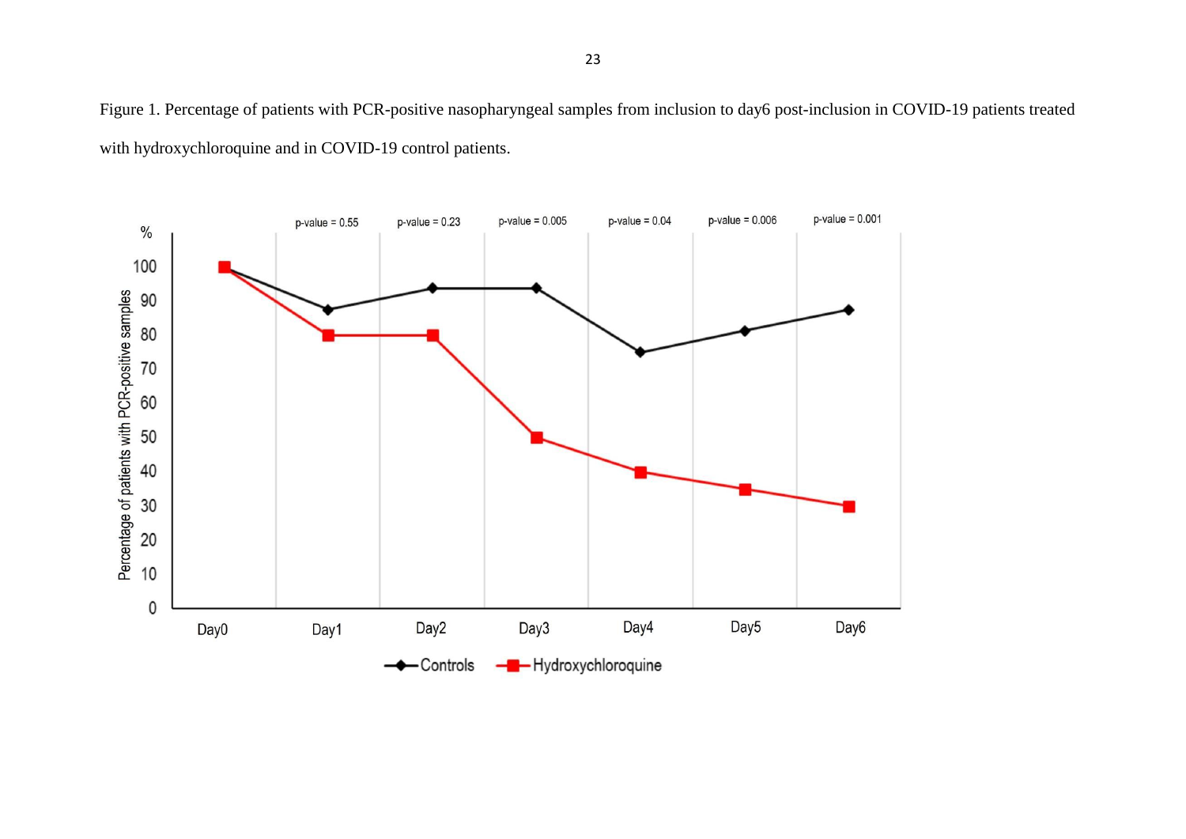Figure 1. Percentage of patients with PCR-positive nasopharyngeal samples from inclusion to day6 post-inclusion in COVID-19 patients treated with hydroxychloroquine and in COVID-19 control patients.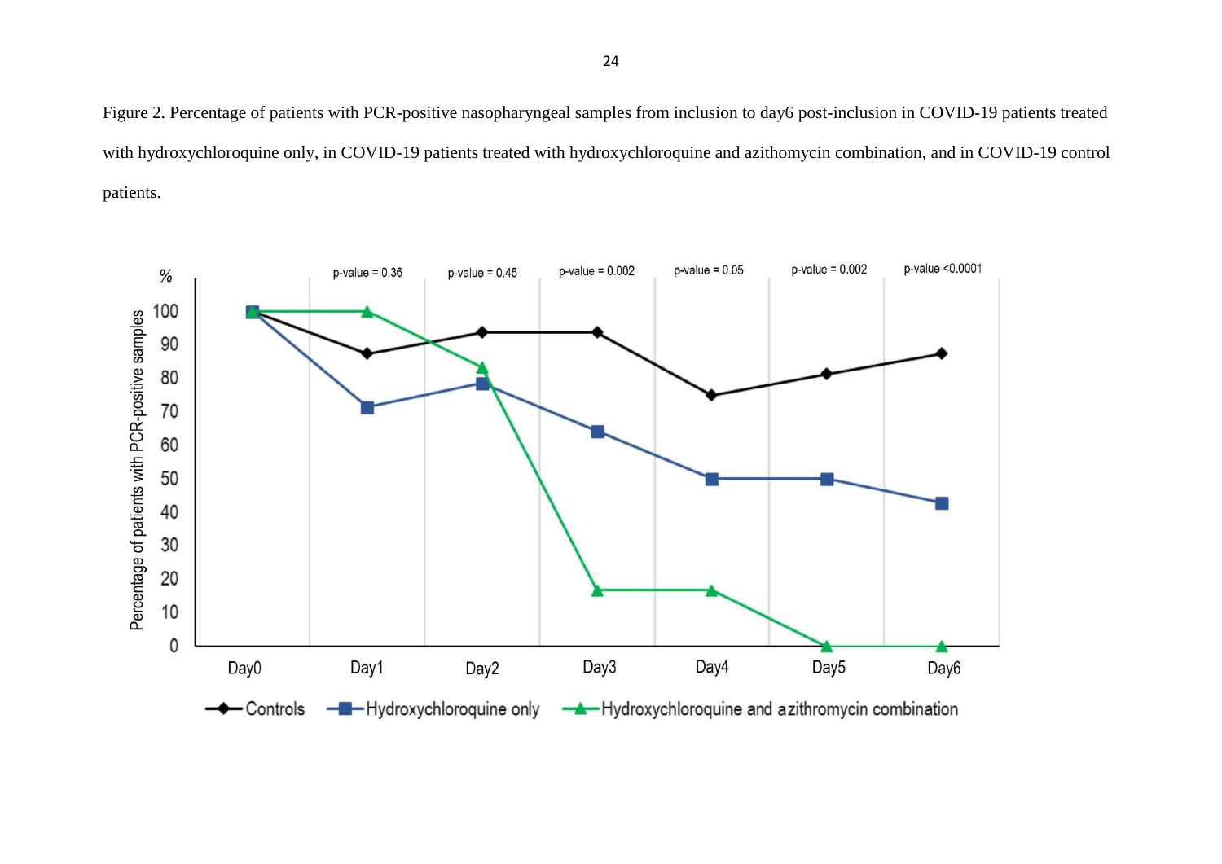Figure 2. Percentage of patients with PCR-positive nasopharyngeal samples from inclusion to day6 post-inclusion in COVID-19 patients treated with hydroxychloroquine only, in COVID-19 patients treated with hydroxychloroquine and azithomycin combination, and in COVID-19 control patients.

%

Percentage of patients with PCR-positive samples

100
90
80
70
60
50
40
30
20
10
0

p-value = 0.36
p-value = 0.45
p-value = 0.002
p-value = 0.05
p-value = 0.002
p-value <0.0001

Day0
Day1
Day2
Day3
Day4
Day5
Day6

Controls
Hydroxychloroquine only
Hydroxychloroquine and azithromycin combination